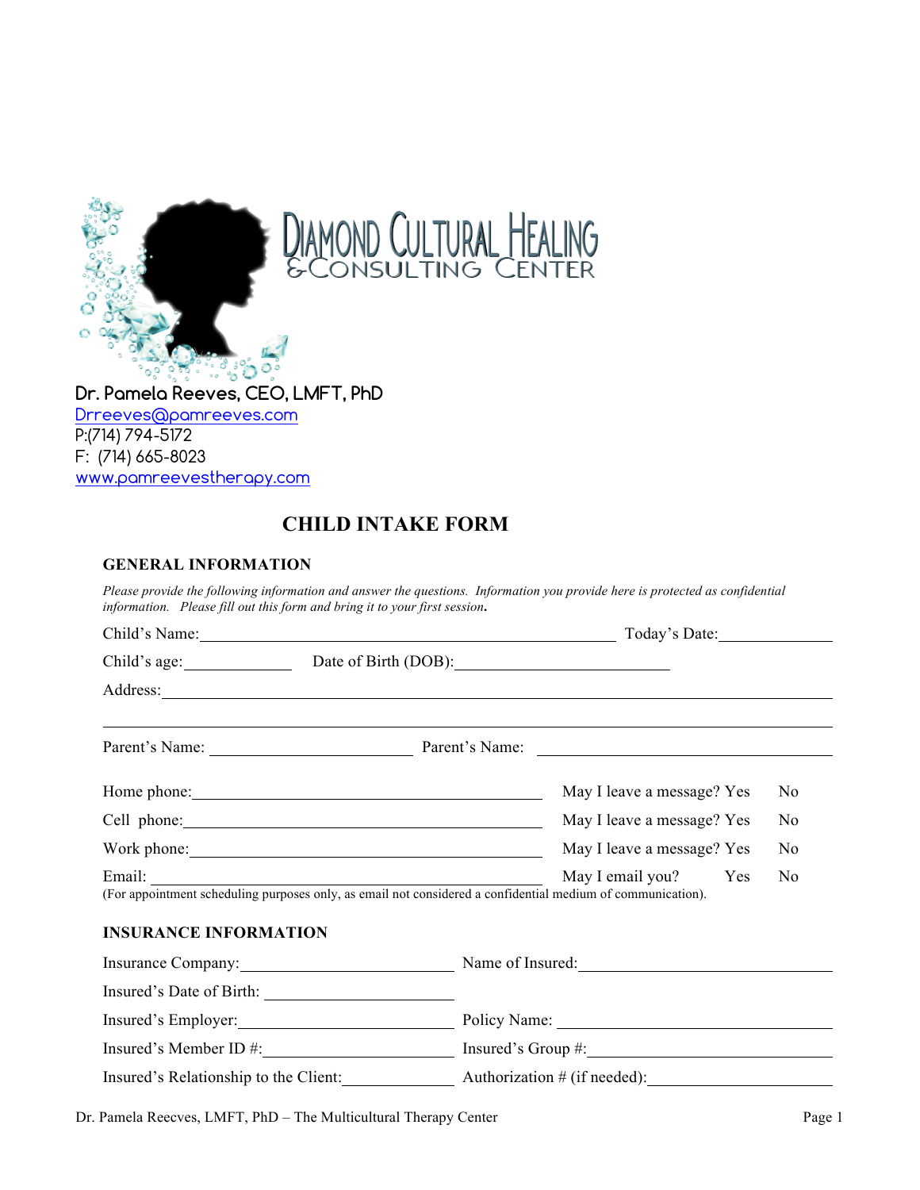# Diamond Cultural Healing & Consulting Center

**Dr. Pamela Reeves, CEO, LMFT, PhD**
Drreeves@pamreeves.com
P:(714) 794-5172
F: (714) 665-8023
www.pamreevestherapy.com

## CHILD INTAKE FORM

### GENERAL INFORMATION

*Please provide the following information and answer the questions. Information you provide here is protected as confidential information. Please fill out this form and bring it to your first session.*

Child's Name: _______________________________________________ Today's Date: ____________

Child's age: ____________ Date of Birth (DOB): _________________________

Address: ____________________________________________________________________________

______________________________________________________________________________________

Parent's Name: _______________________ Parent's Name: _________________________________

Home phone: _________________________________________ May I leave a message? Yes No

Cell phone: _________________________________________ May I leave a message? Yes No

Work phone: _________________________________________ May I leave a message? Yes No

Email: _________________________________________ May I email you? Yes No

(For appointment scheduling purposes only, as email not considered a confidential medium of communication).

### INSURANCE INFORMATION

Insurance Company: _________________________ Name of Insured: _____________________________

Insured's Date of Birth: _____________________

Insured's Employer: _________________________ Policy Name: _________________________________

Insured's Member ID #: ______________________ Insured's Group #: ____________________________

Insured's Relationship to the Client: ____________ Authorization # (if needed): ____________________

Dr. Pamela Reecves, LMFT, PhD – The Multicultural Therapy Center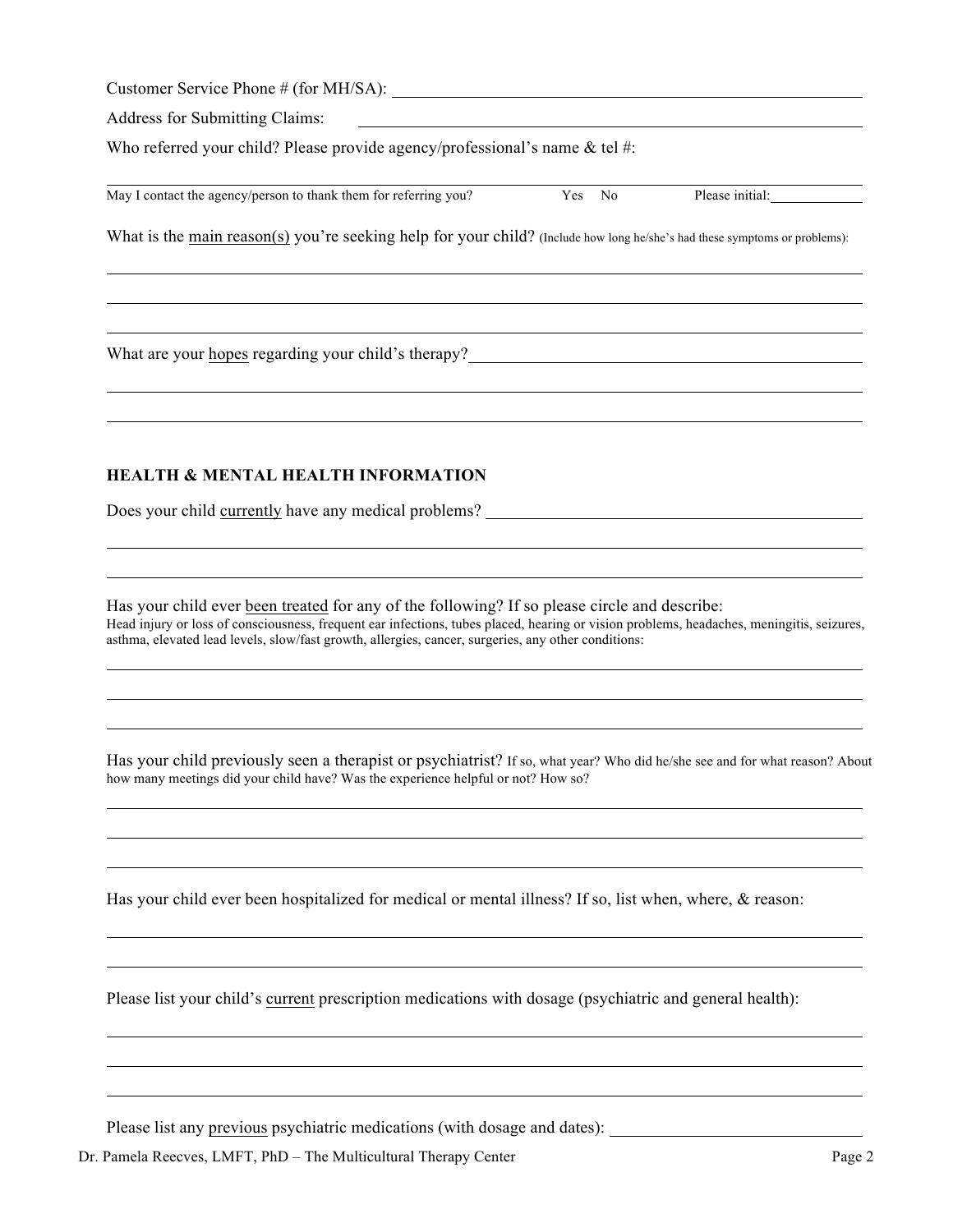Customer Service Phone # (for MH/SA): ____________________________________________

Address for Submitting Claims: ____________________________________________

Who referred your child? Please provide agency/professional's name & tel #:

____________________________________________

May I contact the agency/person to thank them for referring you? Yes No Please initial: __________

What is the <u>main reason(s)</u> you're seeking help for your child? (Include how long he/she's had these symptoms or problems):

____________________________________________

____________________________________________

____________________________________________

What are your <u>hopes</u> regarding your child's therapy? ____________________________________________

____________________________________________

____________________________________________

## HEALTH & MENTAL HEALTH INFORMATION

Does your child <u>currently</u> have any medical problems? ____________________________________________

____________________________________________

____________________________________________

Has your child ever <u>been treated</u> for any of the following? If so please circle and describe:
Head injury or loss of consciousness, frequent ear infections, tubes placed, hearing or vision problems, headaches, meningitis, seizures, asthma, elevated lead levels, slow/fast growth, allergies, cancer, surgeries, any other conditions:

____________________________________________

____________________________________________

____________________________________________

Has your child previously seen a therapist or psychiatrist? If so, what year? Who did he/she see and for what reason? About how many meetings did your child have? Was the experience helpful or not? How so?

____________________________________________

____________________________________________

____________________________________________

Has your child ever been hospitalized for medical or mental illness? If so, list when, where, & reason:

____________________________________________

____________________________________________

Please list your child's <u>current</u> prescription medications with dosage (psychiatric and general health):

____________________________________________

____________________________________________

____________________________________________

Please list any <u>previous</u> psychiatric medications (with dosage and dates): ____________________________________________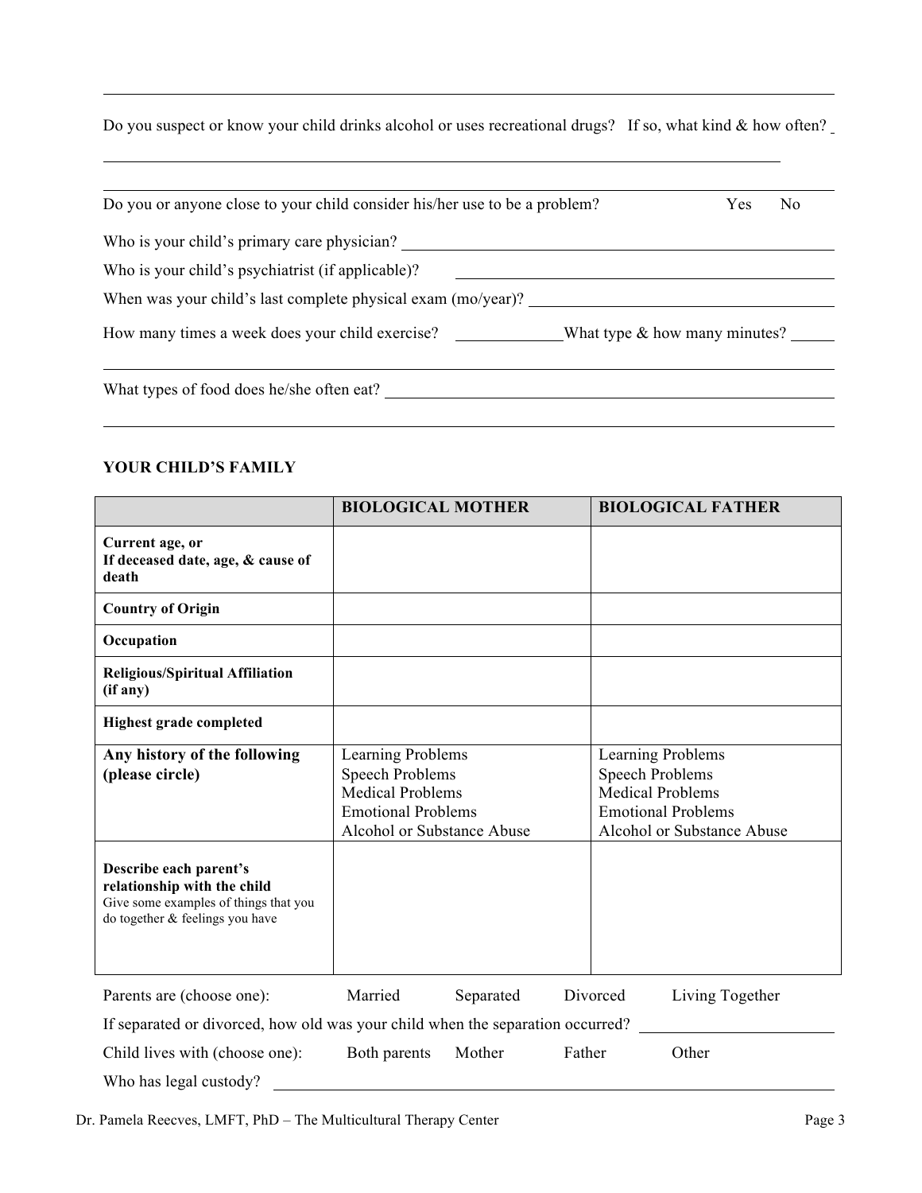Do you suspect or know your child drinks alcohol or uses recreational drugs? If so, what kind & how often? \_\_\_\_\_\_\_\_\_\_\_\_\_\_\_\_\_\_\_\_\_\_\_\_\_\_\_\_\_\_\_\_\_\_\_\_\_\_\_\_\_\_\_\_\_\_\_\_\_\_\_\_\_\_\_\_\_\_\_\_\_\_\_\_\_\_\_\_\_\_\_\_\_\_\_\_\_\_

Do you or anyone close to your child consider his/her use to be a problem? Yes No

Who is your child's primary care physician? \_\_\_\_\_\_\_\_\_\_\_\_\_\_\_\_\_\_\_\_\_\_\_\_\_\_\_\_\_\_\_\_\_\_\_\_\_\_\_\_

Who is your child's psychiatrist (if applicable)? \_\_\_\_\_\_\_\_\_\_\_\_\_\_\_\_\_\_\_\_\_\_\_\_\_\_\_\_\_\_\_\_\_\_\_\_\_\_\_\_

When was your child's last complete physical exam (mo/year)? \_\_\_\_\_\_\_\_\_\_\_\_\_\_\_\_\_\_\_\_\_\_\_\_\_\_\_\_\_\_\_\_

How many times a week does your child exercise? \_\_\_\_\_\_\_\_\_\_ What type & how many minutes? \_\_\_\_\_\_

What types of food does he/she often eat? \_\_\_\_\_\_\_\_\_\_\_\_\_\_\_\_\_\_\_\_\_\_\_\_\_\_\_\_\_\_\_\_\_\_\_\_\_\_\_\_\_\_\_\_

## YOUR CHILD'S FAMILY

| | **BIOLOGICAL MOTHER** | **BIOLOGICAL FATHER** |
|---|---|---|
| **Current age, or If deceased date, age, & cause of death** | | |
| **Country of Origin** | | |
| **Occupation** | | |
| **Religious/Spiritual Affiliation (if any)** | | |
| **Highest grade completed** | | |
| **Any history of the following (please circle)** | Learning Problems<br>Speech Problems<br>Medical Problems<br>Emotional Problems<br>Alcohol or Substance Abuse | Learning Problems<br>Speech Problems<br>Medical Problems<br>Emotional Problems<br>Alcohol or Substance Abuse |
| **Describe each parent's relationship with the child** Give some examples of things that you do together & feelings you have | | |

Parents are (choose one): Married Separated Divorced Living Together

If separated or divorced, how old was your child when the separation occurred? \_\_\_\_\_\_\_\_\_\_\_\_\_\_\_\_

Child lives with (choose one): Both parents Mother Father Other

Who has legal custody? \_\_\_\_\_\_\_\_\_\_\_\_\_\_\_\_\_\_\_\_\_\_\_\_\_\_\_\_\_\_\_\_\_\_\_\_\_\_\_\_\_\_\_\_\_\_\_\_\_\_\_\_\_\_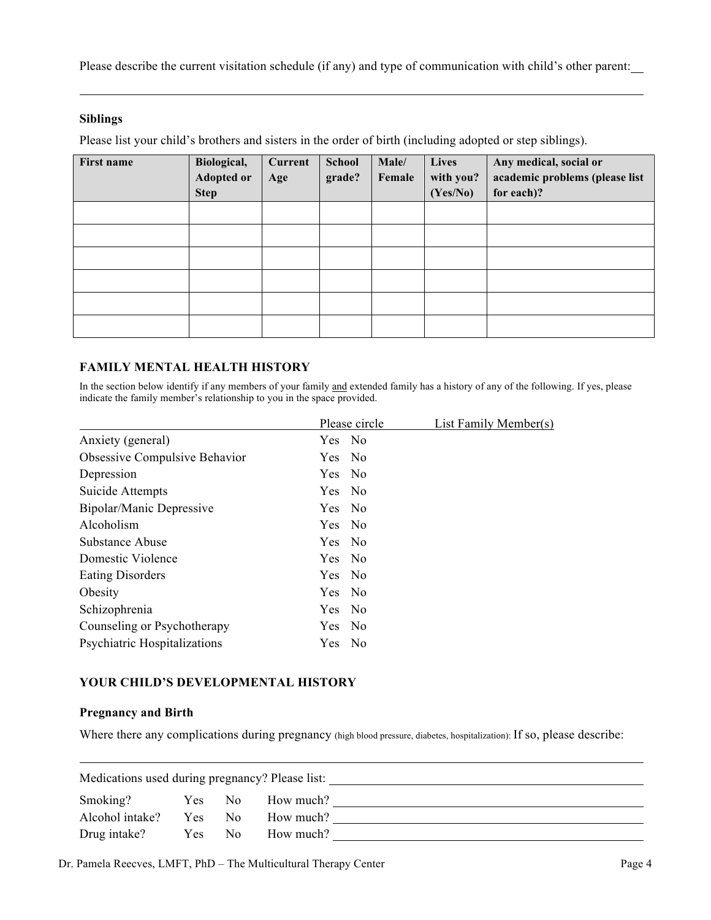Please describe the current visitation schedule (if any) and type of communication with child's other parent: \_\_

\_\_\_\_\_\_\_\_\_\_\_\_\_\_\_\_\_\_\_\_\_\_\_\_\_\_\_\_\_\_\_\_\_\_\_\_\_\_\_\_\_\_\_\_\_\_\_\_\_\_\_\_\_\_\_\_\_\_\_\_\_\_\_\_\_\_\_\_\_\_\_\_

### Siblings

Please list your child's brothers and sisters in the order of birth (including adopted or step siblings).

| First name | Biological, Adopted or Step | Current Age | School grade? | Male/ Female | Lives with you? (Yes/No) | Any medical, social or academic problems (please list for each)? |
|---|---|---|---|---|---|---|
| | | | | | | |
| | | | | | | |
| | | | | | | |
| | | | | | | |
| | | | | | | |
| | | | | | | |

## FAMILY MENTAL HEALTH HISTORY

In the section below identify if any members of your family <u>and</u> extended family has a history of any of the following. If yes, please indicate the family member's relationship to you in the space provided.

| | Please circle | List Family Member(s) |
|---|---|---|
| Anxiety (general) | Yes No | |
| Obsessive Compulsive Behavior | Yes No | |
| Depression | Yes No | |
| Suicide Attempts | Yes No | |
| Bipolar/Manic Depressive | Yes No | |
| Alcoholism | Yes No | |
| Substance Abuse | Yes No | |
| Domestic Violence | Yes No | |
| Eating Disorders | Yes No | |
| Obesity | Yes No | |
| Schizophrenia | Yes No | |
| Counseling or Psychotherapy | Yes No | |
| Psychiatric Hospitalizations | Yes No | |

## YOUR CHILD'S DEVELOPMENTAL HISTORY

### Pregnancy and Birth

Where there any complications during pregnancy (high blood pressure, diabetes, hospitalization): If so, please describe:

\_\_\_\_\_\_\_\_\_\_\_\_\_\_\_\_\_\_\_\_\_\_\_\_\_\_\_\_\_\_\_\_\_\_\_\_\_\_\_\_\_\_\_\_\_\_\_\_\_\_\_\_\_\_\_\_\_\_\_\_\_\_\_\_\_\_\_\_\_\_\_\_

Medications used during pregnancy? Please list: \_\_\_\_\_\_\_\_\_\_\_\_\_\_\_\_\_\_\_\_\_\_\_\_\_\_\_\_\_\_\_\_\_\_\_\_

| | | | |
|---|---|---|---|
| Smoking? | Yes | No | How much? \_\_\_\_\_\_\_\_\_\_\_\_\_\_\_\_\_\_\_\_\_\_\_\_\_\_\_\_\_\_\_\_ |
| Alcohol intake? | Yes | No | How much? \_\_\_\_\_\_\_\_\_\_\_\_\_\_\_\_\_\_\_\_\_\_\_\_\_\_\_\_\_\_\_\_ |
| Drug intake? | Yes | No | How much? \_\_\_\_\_\_\_\_\_\_\_\_\_\_\_\_\_\_\_\_\_\_\_\_\_\_\_\_\_\_\_\_ |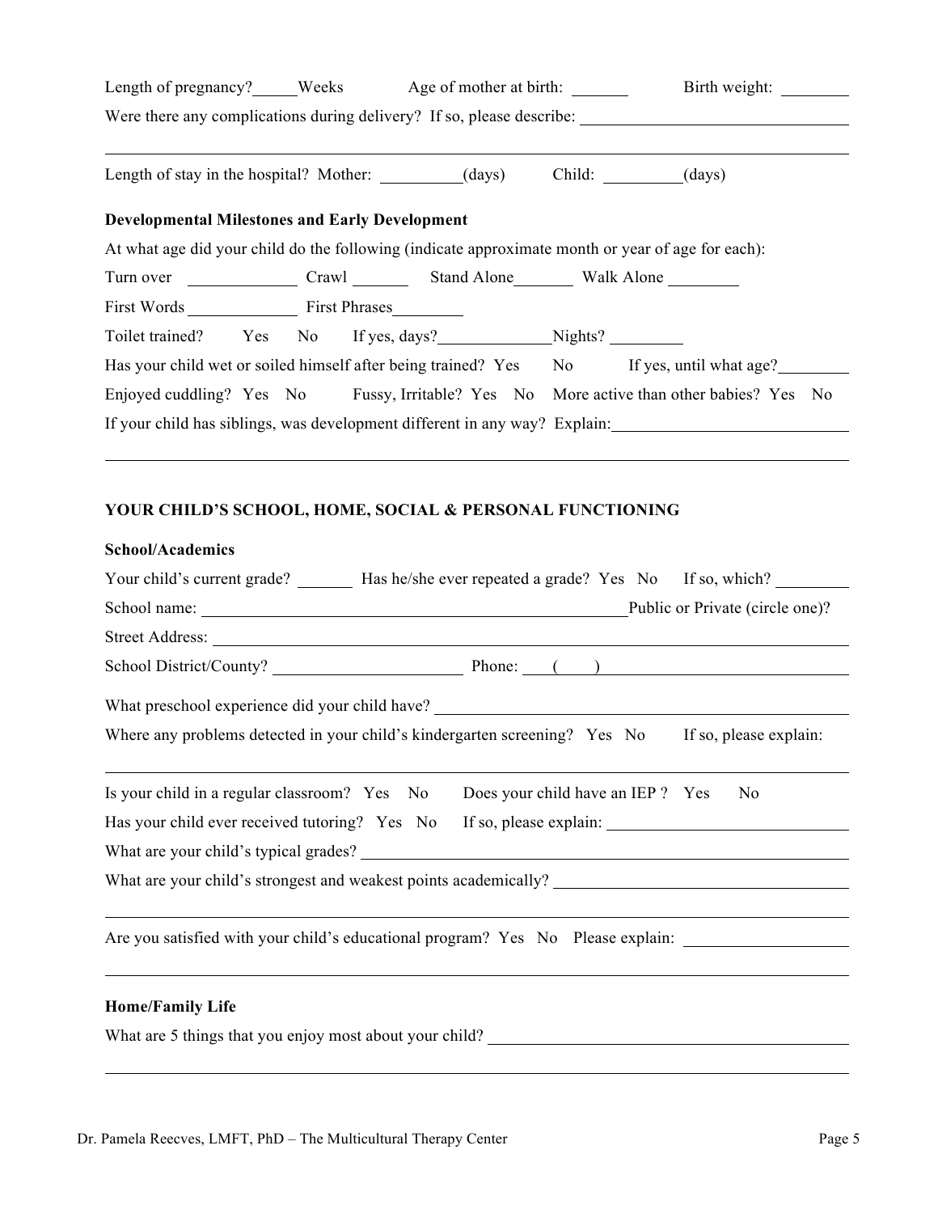Length of pregnancy?_____Weeks Age of mother at birth: ______ Birth weight: ________

Were there any complications during delivery? If so, please describe: ______________________________

______________________________________________________________________________

Length of stay in the hospital? Mother: _________(days) Child: _________(days)

**Developmental Milestones and Early Development**

At what age did your child do the following (indicate approximate month or year of age for each):

Turn over ____________ Crawl _______ Stand Alone_______ Walk Alone ________

First Words ____________ First Phrases________

Toilet trained? Yes No If yes, days?____________Nights? ________

Has your child wet or soiled himself after being trained? Yes No If yes, until what age?________

Enjoyed cuddling? Yes No Fussy, Irritable? Yes No More active than other babies? Yes No

If your child has siblings, was development different in any way? Explain:___________________________

______________________________________________________________________________

## YOUR CHILD'S SCHOOL, HOME, SOCIAL & PERSONAL FUNCTIONING

**School/Academics**

Your child's current grade? ______ Has he/she ever repeated a grade? Yes No If so, which? ________

School name: ______________________________________________Public or Private (circle one)?

Street Address: ________________________________________________________________

School District/County? _____________________ Phone: ( ) ___________________________

What preschool experience did your child have? _____________________________________________

Where any problems detected in your child's kindergarten screening? Yes No If so, please explain:

______________________________________________________________________________

Is your child in a regular classroom? Yes No Does your child have an IEP ? Yes No

Has your child ever received tutoring? Yes No If so, please explain: ___________________________

What are your child's typical grades? ___________________________________________________

What are your child's strongest and weakest points academically? ______________________________

______________________________________________________________________________

Are you satisfied with your child's educational program? Yes No Please explain: __________________

______________________________________________________________________________

**Home/Family Life**

What are 5 things that you enjoy most about your child? ____________________________________

______________________________________________________________________________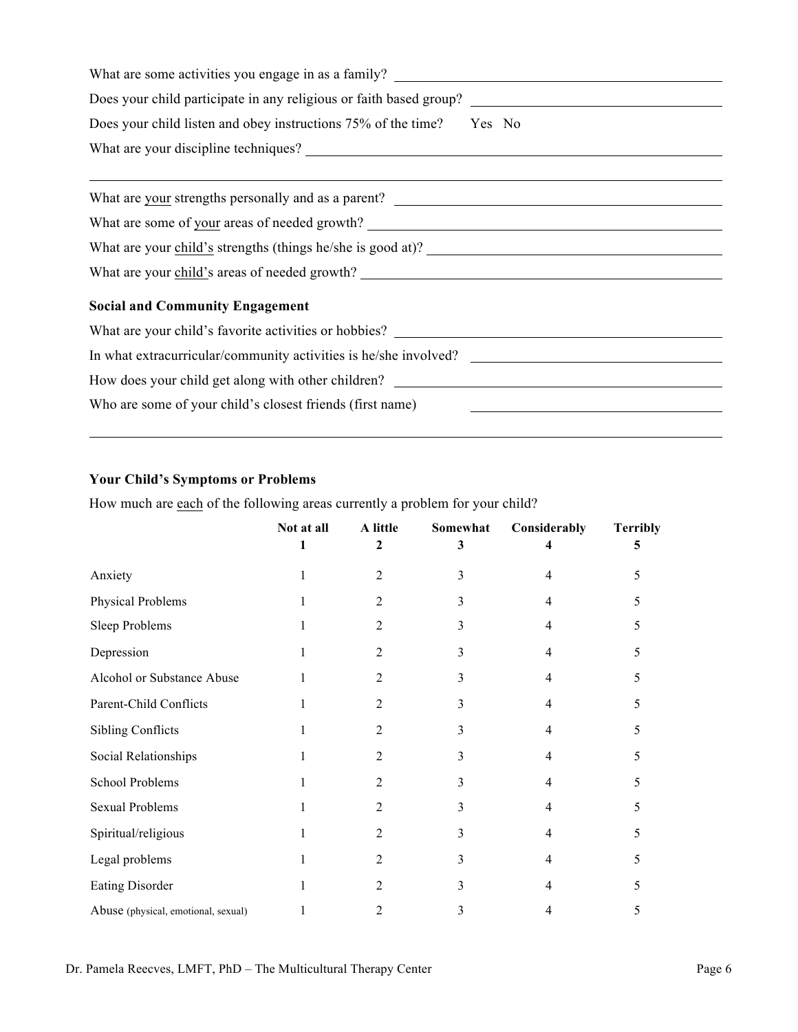What are some activities you engage in as a family? ______________________________

Does your child participate in any religious or faith based group? ______________________________

Does your child listen and obey instructions 75% of the time? Yes No

What are your discipline techniques? ______________________________

______________________________________________________________

What are <u>your</u> strengths personally and as a parent? ______________________________

What are some of <u>your</u> areas of needed growth? ______________________________

What are your <u>child's</u> strengths (things he/she is good at)? ______________________________

What are your <u>child</u>'s areas of needed growth? ______________________________

**Social and Community Engagement**

What are your child's favorite activities or hobbies? ______________________________

In what extracurricular/community activities is he/she involved? ______________________________

How does your child get along with other children? ______________________________

Who are some of your child's closest friends (first name) ______________________________

______________________________________________________________

**Your Child's Symptoms or Problems**

How much are <u>each</u> of the following areas currently a problem for your child?

| | **Not at all 1** | **A little 2** | **Somewhat 3** | **Considerably 4** | **Terribly 5** |
|---|---|---|---|---|---|
| Anxiety | 1 | 2 | 3 | 4 | 5 |
| Physical Problems | 1 | 2 | 3 | 4 | 5 |
| Sleep Problems | 1 | 2 | 3 | 4 | 5 |
| Depression | 1 | 2 | 3 | 4 | 5 |
| Alcohol or Substance Abuse | 1 | 2 | 3 | 4 | 5 |
| Parent-Child Conflicts | 1 | 2 | 3 | 4 | 5 |
| Sibling Conflicts | 1 | 2 | 3 | 4 | 5 |
| Social Relationships | 1 | 2 | 3 | 4 | 5 |
| School Problems | 1 | 2 | 3 | 4 | 5 |
| Sexual Problems | 1 | 2 | 3 | 4 | 5 |
| Spiritual/religious | 1 | 2 | 3 | 4 | 5 |
| Legal problems | 1 | 2 | 3 | 4 | 5 |
| Eating Disorder | 1 | 2 | 3 | 4 | 5 |
| Abuse (physical, emotional, sexual) | 1 | 2 | 3 | 4 | 5 |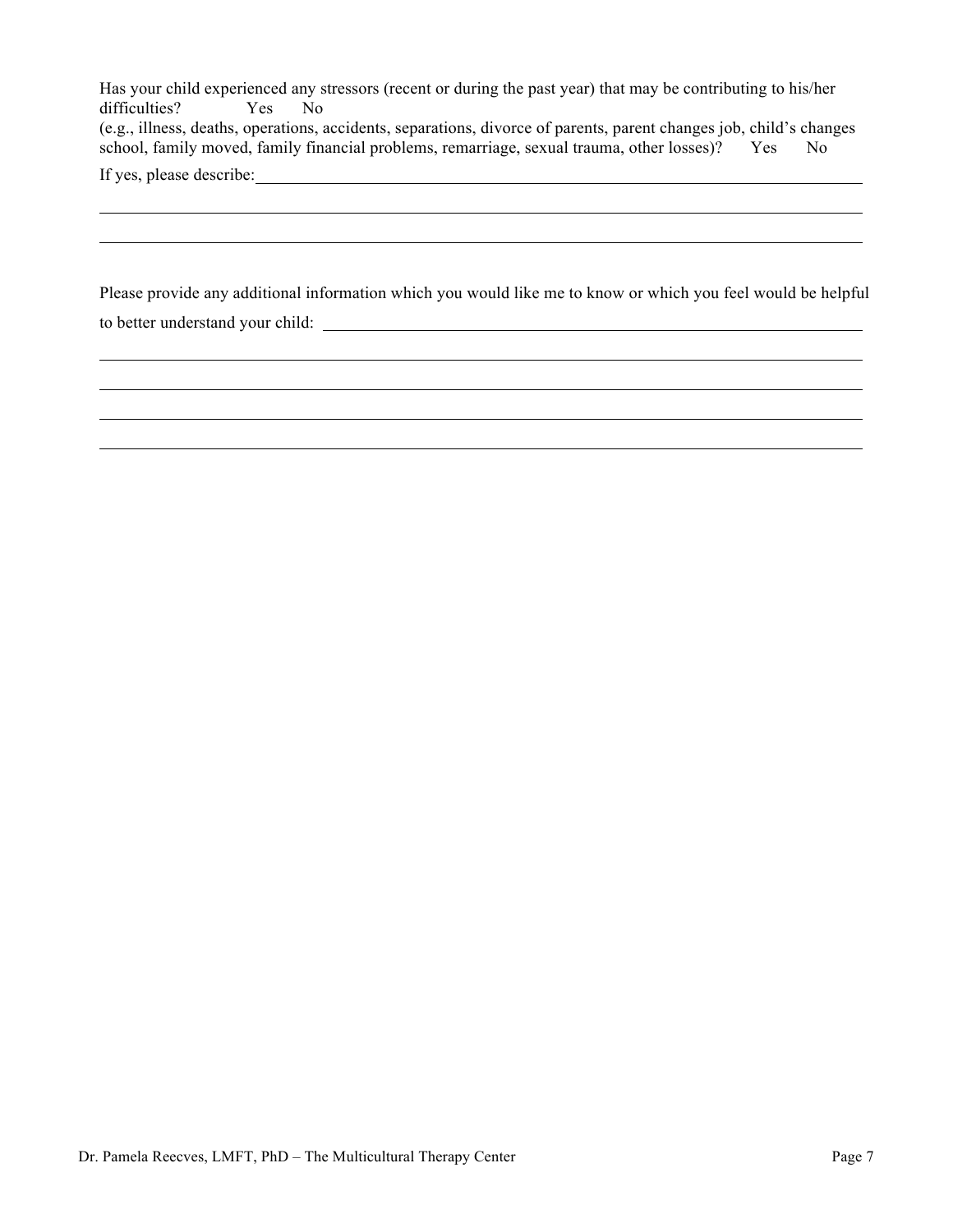Has your child experienced any stressors (recent or during the past year) that may be contributing to his/her difficulties? Yes No

(e.g., illness, deaths, operations, accidents, separations, divorce of parents, parent changes job, child's changes school, family moved, family financial problems, remarriage, sexual trauma, other losses)? Yes No

If yes, please describe: ______________________________________________

______________________________________________

______________________________________________

Please provide any additional information which you would like me to know or which you feel would be helpful to better understand your child: ______________________________________________

______________________________________________

______________________________________________

______________________________________________

______________________________________________